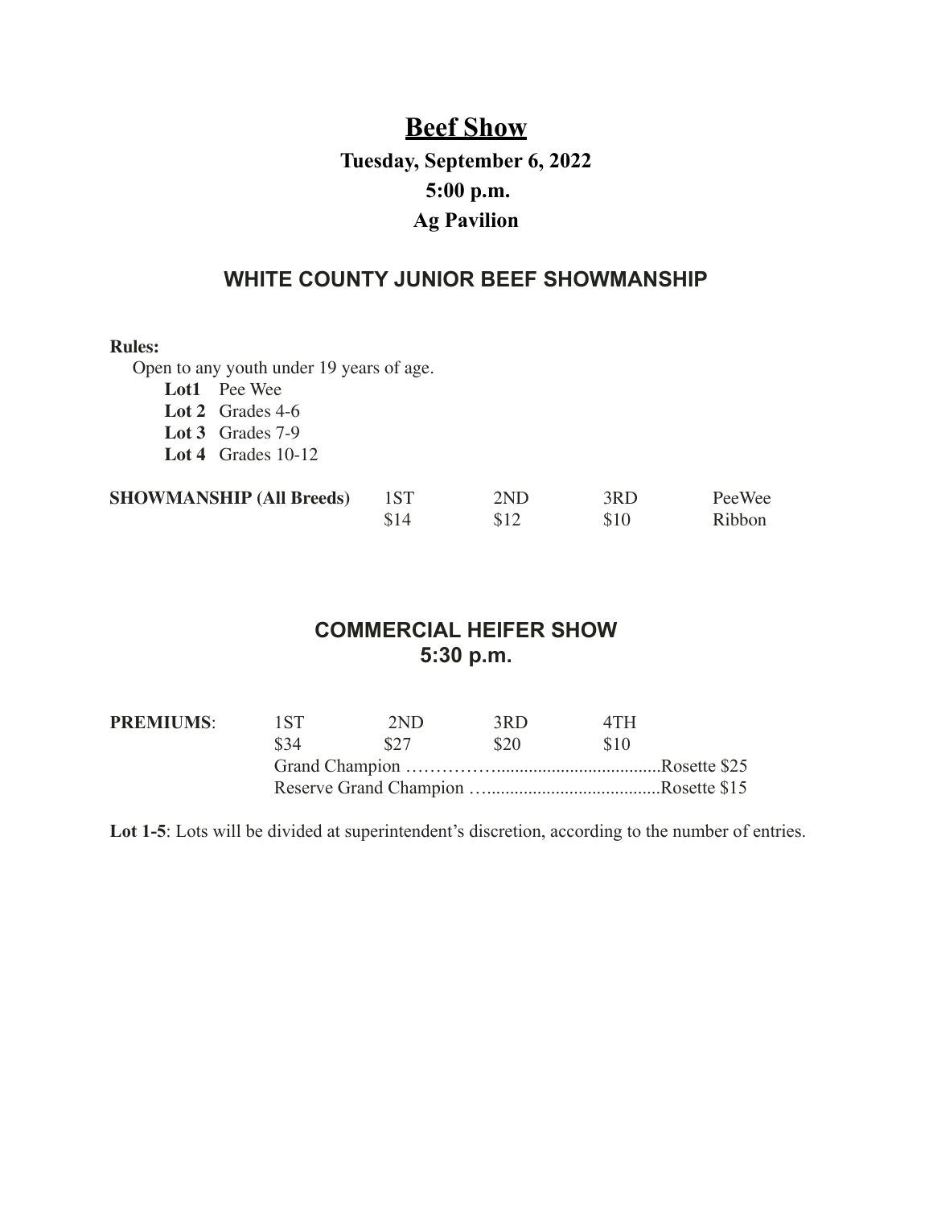# Beef Show

### Tuesday, September 6, 2022
### 5:00 p.m.
### Ag Pavilion

## WHITE COUNTY JUNIOR BEEF SHOWMANSHIP

**Rules:**

Open to any youth under 19 years of age.

- **Lot1** Pee Wee
- **Lot 2** Grades 4-6
- **Lot 3** Grades 7-9
- **Lot 4** Grades 10-12

| **SHOWMANSHIP (All Breeds)** | 1ST | 2ND | 3RD | PeeWee |
|---|---|---|---|---|
| | $14 | $12 | $10 | Ribbon |

## COMMERCIAL HEIFER SHOW
## 5:30 p.m.

| **PREMIUMS**: | 1ST | 2ND | 3RD | 4TH |
|---|---|---|---|---|
| | $34 | $27 | $20 | $10 |

Grand Champion ……………..................................Rosette $25

Reserve Grand Champion …......................................Rosette $15

**Lot 1-5**: Lots will be divided at superintendent's discretion, according to the number of entries.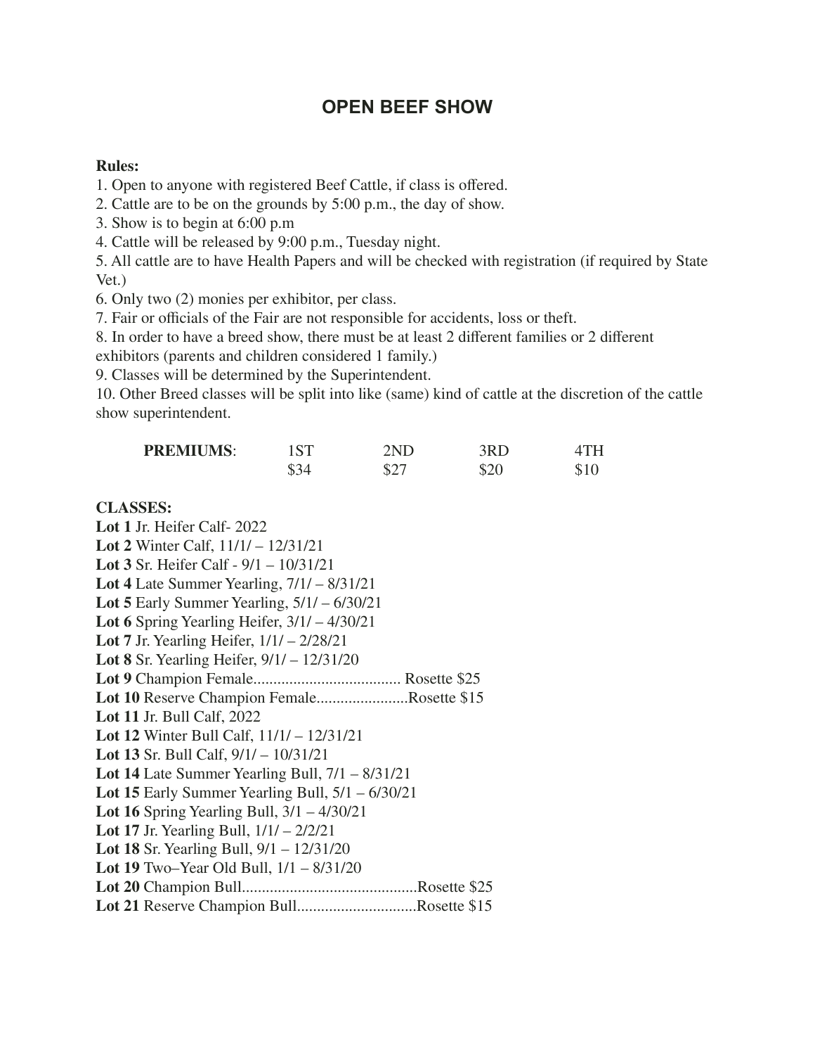## OPEN BEEF SHOW

**Rules:**

1. Open to anyone with registered Beef Cattle, if class is offered.
2. Cattle are to be on the grounds by 5:00 p.m., the day of show.
3. Show is to begin at 6:00 p.m
4. Cattle will be released by 9:00 p.m., Tuesday night.
5. All cattle are to have Health Papers and will be checked with registration (if required by State Vet.)
6. Only two (2) monies per exhibitor, per class.
7. Fair or officials of the Fair are not responsible for accidents, loss or theft.
8. In order to have a breed show, there must be at least 2 different families or 2 different exhibitors (parents and children considered 1 family.)
9. Classes will be determined by the Superintendent.
10. Other Breed classes will be split into like (same) kind of cattle at the discretion of the cattle show superintendent.

| **PREMIUMS**: | 1ST | 2ND | 3RD | 4TH |
|---|---|---|---|---|
| | $34 | $27 | $20 | $10 |

**CLASSES:**

**Lot 1** Jr. Heifer Calf- 2022
**Lot 2** Winter Calf, 11/1/ – 12/31/21
**Lot 3** Sr. Heifer Calf - 9/1 – 10/31/21
**Lot 4** Late Summer Yearling, 7/1/ – 8/31/21
**Lot 5** Early Summer Yearling, 5/1/ – 6/30/21
**Lot 6** Spring Yearling Heifer, 3/1/ – 4/30/21
**Lot 7** Jr. Yearling Heifer, 1/1/ – 2/28/21
**Lot 8** Sr. Yearling Heifer, 9/1/ – 12/31/20
**Lot 9** Champion Female..................................... Rosette $25
**Lot 10** Reserve Champion Female.......................Rosette $15
**Lot 11** Jr. Bull Calf, 2022
**Lot 12** Winter Bull Calf, 11/1/ – 12/31/21
**Lot 13** Sr. Bull Calf, 9/1/ – 10/31/21
**Lot 14** Late Summer Yearling Bull, 7/1 – 8/31/21
**Lot 15** Early Summer Yearling Bull, 5/1 – 6/30/21
**Lot 16** Spring Yearling Bull, 3/1 – 4/30/21
**Lot 17** Jr. Yearling Bull, 1/1/ – 2/2/21
**Lot 18** Sr. Yearling Bull, 9/1 – 12/31/20
**Lot 19** Two–Year Old Bull, 1/1 – 8/31/20
**Lot 20** Champion Bull............................................Rosette $25
**Lot 21** Reserve Champion Bull..............................Rosette $15